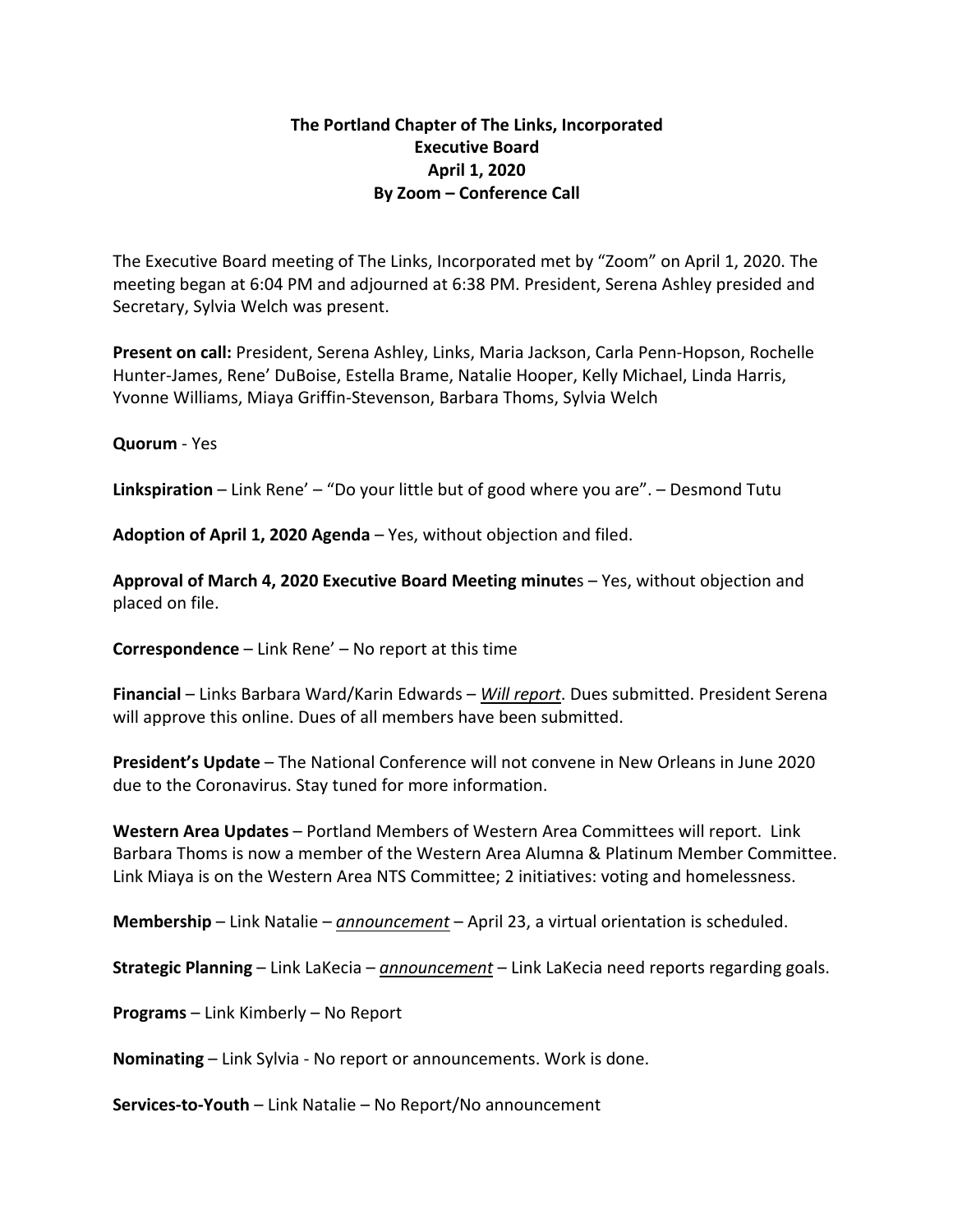**The Portland Chapter of The Links, Incorporated**
**Executive Board**
**April 1, 2020**
**By Zoom – Conference Call**

The Executive Board meeting of The Links, Incorporated met by "Zoom" on April 1, 2020. The meeting began at 6:04 PM and adjourned at 6:38 PM. President, Serena Ashley presided and Secretary, Sylvia Welch was present.

**Present on call:** President, Serena Ashley, Links, Maria Jackson, Carla Penn-Hopson, Rochelle Hunter-James, Rene' DuBoise, Estella Brame, Natalie Hooper, Kelly Michael, Linda Harris, Yvonne Williams, Miaya Griffin-Stevenson, Barbara Thoms, Sylvia Welch

**Quorum** - Yes

**Linkspiration** – Link Rene' – "Do your little but of good where you are". – Desmond Tutu

**Adoption of April 1, 2020 Agenda** – Yes, without objection and filed.

**Approval of March 4, 2020 Executive Board Meeting minute**s – Yes, without objection and placed on file.

**Correspondence** – Link Rene' – No report at this time

**Financial** – Links Barbara Ward/Karin Edwards – ***Will report***. Dues submitted. President Serena will approve this online. Dues of all members have been submitted.

**President's Update** – The National Conference will not convene in New Orleans in June 2020 due to the Coronavirus. Stay tuned for more information.

**Western Area Updates** – Portland Members of Western Area Committees will report. Link Barbara Thoms is now a member of the Western Area Alumna & Platinum Member Committee. Link Miaya is on the Western Area NTS Committee; 2 initiatives: voting and homelessness.

**Membership** – Link Natalie – ***announcement*** – April 23, a virtual orientation is scheduled.

**Strategic Planning** – Link LaKecia – ***announcement*** – Link LaKecia need reports regarding goals.

**Programs** – Link Kimberly – No Report

**Nominating** – Link Sylvia - No report or announcements. Work is done.

**Services-to-Youth** – Link Natalie – No Report/No announcement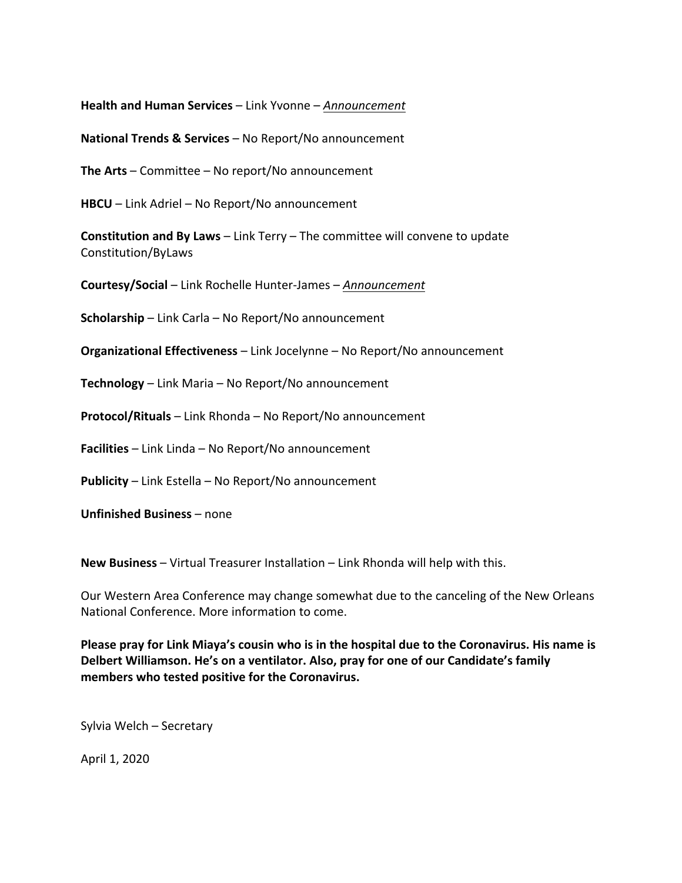**Health and Human Services** – Link Yvonne – *__Announcement__*

**National Trends & Services** – No Report/No announcement

**The Arts** – Committee – No report/No announcement

**HBCU** – Link Adriel – No Report/No announcement

**Constitution and By Laws** – Link Terry – The committee will convene to update Constitution/ByLaws

**Courtesy/Social** – Link Rochelle Hunter-James – *__Announcement__*

**Scholarship** – Link Carla – No Report/No announcement

**Organizational Effectiveness** – Link Jocelynne – No Report/No announcement

**Technology** – Link Maria – No Report/No announcement

**Protocol/Rituals** – Link Rhonda – No Report/No announcement

**Facilities** – Link Linda – No Report/No announcement

**Publicity** – Link Estella – No Report/No announcement

**Unfinished Business** – none

**New Business** – Virtual Treasurer Installation – Link Rhonda will help with this.

Our Western Area Conference may change somewhat due to the canceling of the New Orleans National Conference. More information to come.

**Please pray for Link Miaya's cousin who is in the hospital due to the Coronavirus. His name is Delbert Williamson. He's on a ventilator. Also, pray for one of our Candidate's family members who tested positive for the Coronavirus.**

Sylvia Welch – Secretary

April 1, 2020